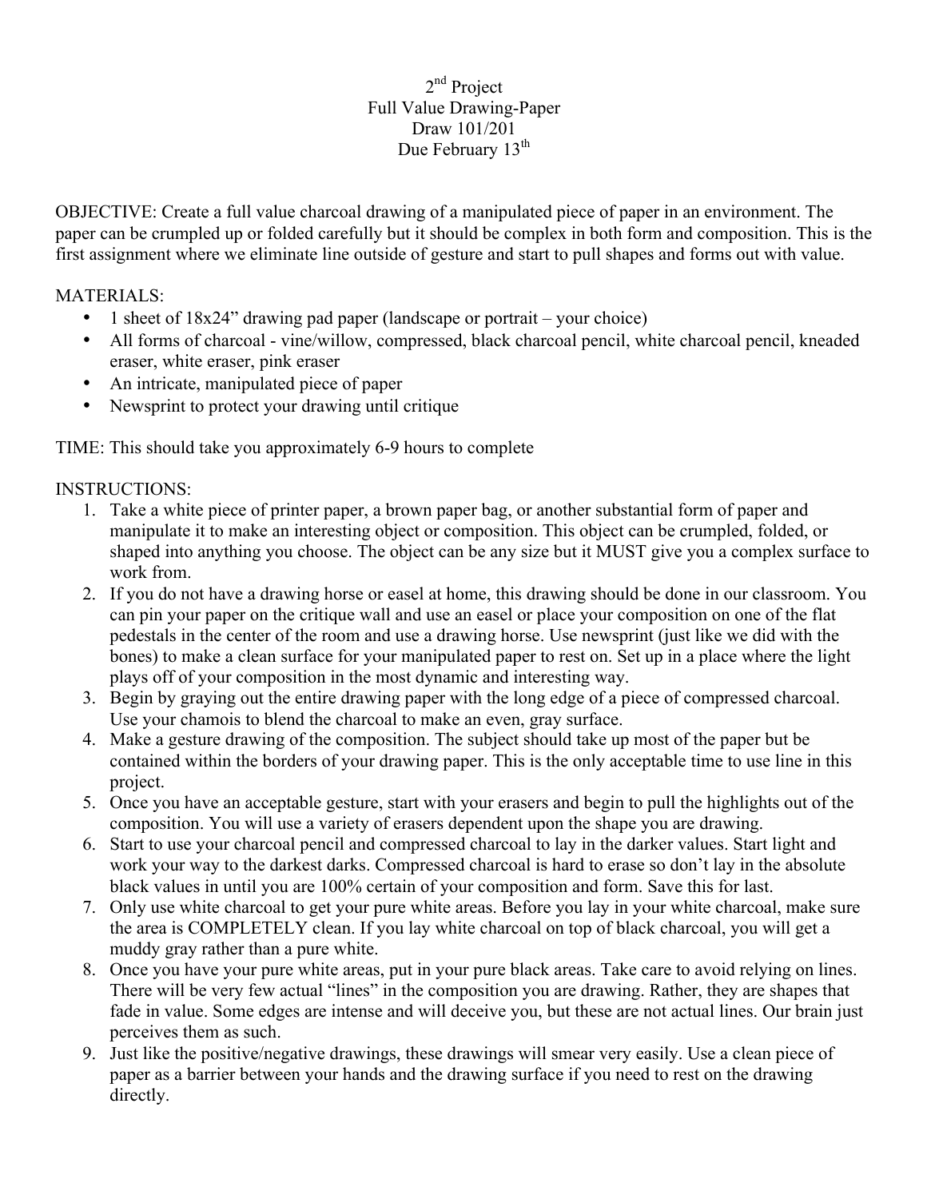# 2nd Project
# Full Value Drawing-Paper
# Draw 101/201
# Due February 13th

OBJECTIVE: Create a full value charcoal drawing of a manipulated piece of paper in an environment. The paper can be crumpled up or folded carefully but it should be complex in both form and composition. This is the first assignment where we eliminate line outside of gesture and start to pull shapes and forms out with value.

MATERIALS:

- 1 sheet of 18x24" drawing pad paper (landscape or portrait – your choice)
- All forms of charcoal - vine/willow, compressed, black charcoal pencil, white charcoal pencil, kneaded eraser, white eraser, pink eraser
- An intricate, manipulated piece of paper
- Newsprint to protect your drawing until critique

TIME: This should take you approximately 6-9 hours to complete

INSTRUCTIONS:

1. Take a white piece of printer paper, a brown paper bag, or another substantial form of paper and manipulate it to make an interesting object or composition. This object can be crumpled, folded, or shaped into anything you choose. The object can be any size but it MUST give you a complex surface to work from.
2. If you do not have a drawing horse or easel at home, this drawing should be done in our classroom. You can pin your paper on the critique wall and use an easel or place your composition on one of the flat pedestals in the center of the room and use a drawing horse. Use newsprint (just like we did with the bones) to make a clean surface for your manipulated paper to rest on. Set up in a place where the light plays off of your composition in the most dynamic and interesting way.
3. Begin by graying out the entire drawing paper with the long edge of a piece of compressed charcoal. Use your chamois to blend the charcoal to make an even, gray surface.
4. Make a gesture drawing of the composition. The subject should take up most of the paper but be contained within the borders of your drawing paper. This is the only acceptable time to use line in this project.
5. Once you have an acceptable gesture, start with your erasers and begin to pull the highlights out of the composition. You will use a variety of erasers dependent upon the shape you are drawing.
6. Start to use your charcoal pencil and compressed charcoal to lay in the darker values. Start light and work your way to the darkest darks. Compressed charcoal is hard to erase so don't lay in the absolute black values in until you are 100% certain of your composition and form. Save this for last.
7. Only use white charcoal to get your pure white areas. Before you lay in your white charcoal, make sure the area is COMPLETELY clean. If you lay white charcoal on top of black charcoal, you will get a muddy gray rather than a pure white.
8. Once you have your pure white areas, put in your pure black areas. Take care to avoid relying on lines. There will be very few actual "lines" in the composition you are drawing. Rather, they are shapes that fade in value. Some edges are intense and will deceive you, but these are not actual lines. Our brain just perceives them as such.
9. Just like the positive/negative drawings, these drawings will smear very easily. Use a clean piece of paper as a barrier between your hands and the drawing surface if you need to rest on the drawing directly.